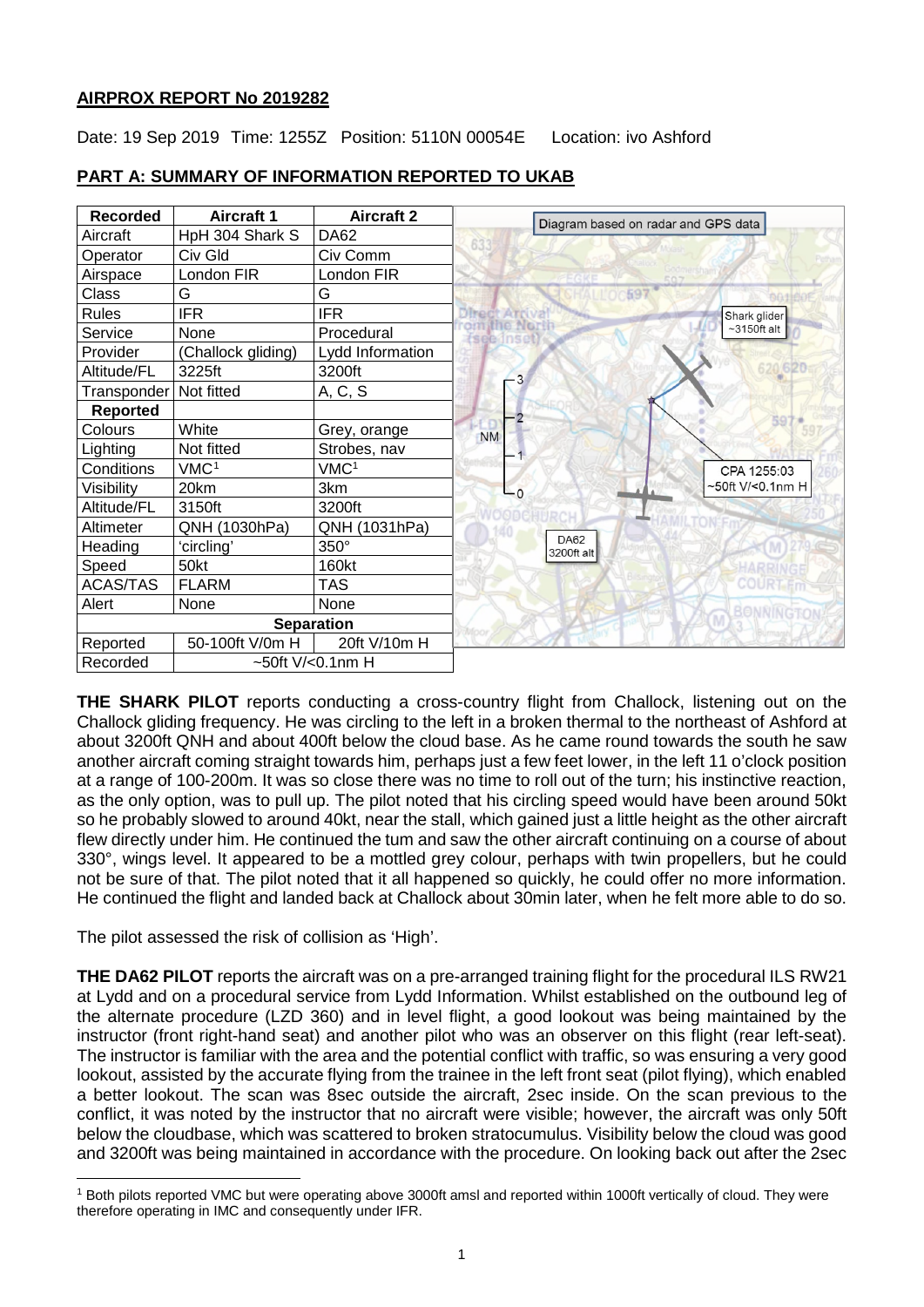## AIRPROX REPORT No 2019282

Date: 19 Sep 2019 Time: 1255Z Position: 5110N 00054E Location: ivo Ashford

## PART A: SUMMARY OF INFORMATION REPORTED TO UKAB

| Recorded | Aircraft 1 | Aircraft 2 |
|---|---|---|
| Aircraft | HpH 304 Shark S | DA62 |
| Operator | Civ Gld | Civ Comm |
| Airspace | London FIR | London FIR |
| Class | G | G |
| Rules | IFR | IFR |
| Service | None | Procedural |
| Provider | (Challock gliding) | Lydd Information |
| Altitude/FL | 3225ft | 3200ft |
| Transponder | Not fitted | A, C, S |
| **Reported** | | |
| Colours | White | Grey, orange |
| Lighting | Not fitted | Strobes, nav |
| Conditions | VMC[1] | VMC[1] |
| Visibility | 20km | 3km |
| Altitude/FL | 3150ft | 3200ft |
| Altimeter | QNH (1030hPa) | QNH (1031hPa) |
| Heading | 'circling' | 350° |
| Speed | 50kt | 160kt |
| ACAS/TAS | FLARM | TAS |
| Alert | None | None |
| **Separation** | | |
| Reported | 50-100ft V/0m H | 20ft V/10m H |
| Recorded | ~50ft V/<0.1nm H | |

Diagram based on radar and GPS data

Shark glider ~3150ft alt

Direct Arrival from the North (see inset)

NM 0 1 2 3

CPA 1255:03 ~50ft V/<0.1nm H

DA62 3200ft alt

**THE SHARK PILOT** reports conducting a cross-country flight from Challock, listening out on the Challock gliding frequency. He was circling to the left in a broken thermal to the northeast of Ashford at about 3200ft QNH and about 400ft below the cloud base. As he came round towards the south he saw another aircraft coming straight towards him, perhaps just a few feet lower, in the left 11 o'clock position at a range of 100-200m. It was so close there was no time to roll out of the turn; his instinctive reaction, as the only option, was to pull up. The pilot noted that his circling speed would have been around 50kt so he probably slowed to around 40kt, near the stall, which gained just a little height as the other aircraft flew directly under him. He continued the turn and saw the other aircraft continuing on a course of about 330°, wings level. It appeared to be a mottled grey colour, perhaps with twin propellers, but he could not be sure of that. The pilot noted that it all happened so quickly, he could offer no more information. He continued the flight and landed back at Challock about 30min later, when he felt more able to do so.

The pilot assessed the risk of collision as 'High'.

**THE DA62 PILOT** reports the aircraft was on a pre-arranged training flight for the procedural ILS RW21 at Lydd and on a procedural service from Lydd Information. Whilst established on the outbound leg of the alternate procedure (LZD 360) and in level flight, a good lookout was being maintained by the instructor (front right-hand seat) and another pilot who was an observer on this flight (rear left-seat). The instructor is familiar with the area and the potential conflict with traffic, so was ensuring a very good lookout, assisted by the accurate flying from the trainee in the left front seat (pilot flying), which enabled a better lookout. The scan was 8sec outside the aircraft, 2sec inside. On the scan previous to the conflict, it was noted by the instructor that no aircraft were visible; however, the aircraft was only 50ft below the cloudbase, which was scattered to broken stratocumulus. Visibility below the cloud was good and 3200ft was being maintained in accordance with the procedure. On looking back out after the 2sec

[1] Both pilots reported VMC but were operating above 3000ft amsl and reported within 1000ft vertically of cloud. They were therefore operating in IMC and consequently under IFR.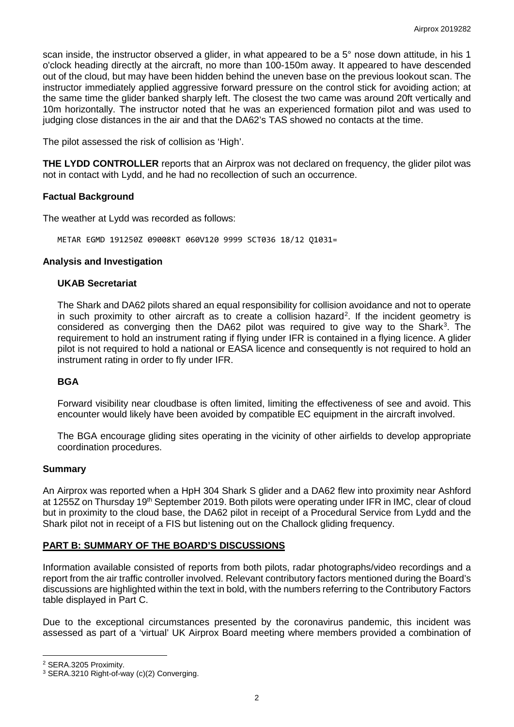scan inside, the instructor observed a glider, in what appeared to be a 5° nose down attitude, in his 1 o'clock heading directly at the aircraft, no more than 100-150m away. It appeared to have descended out of the cloud, but may have been hidden behind the uneven base on the previous lookout scan. The instructor immediately applied aggressive forward pressure on the control stick for avoiding action; at the same time the glider banked sharply left. The closest the two came was around 20ft vertically and 10m horizontally. The instructor noted that he was an experienced formation pilot and was used to judging close distances in the air and that the DA62's TAS showed no contacts at the time.

The pilot assessed the risk of collision as 'High'.

**THE LYDD CONTROLLER** reports that an Airprox was not declared on frequency, the glider pilot was not in contact with Lydd, and he had no recollection of such an occurrence.

### Factual Background

The weather at Lydd was recorded as follows:

```
METAR EGMD 191250Z 09008KT 060V120 9999 SCT036 18/12 Q1031=
```

### Analysis and Investigation

#### UKAB Secretariat

The Shark and DA62 pilots shared an equal responsibility for collision avoidance and not to operate in such proximity to other aircraft as to create a collision hazard[2]. If the incident geometry is considered as converging then the DA62 pilot was required to give way to the Shark[3]. The requirement to hold an instrument rating if flying under IFR is contained in a flying licence. A glider pilot is not required to hold a national or EASA licence and consequently is not required to hold an instrument rating in order to fly under IFR.

#### BGA

Forward visibility near cloudbase is often limited, limiting the effectiveness of see and avoid. This encounter would likely have been avoided by compatible EC equipment in the aircraft involved.

The BGA encourage gliding sites operating in the vicinity of other airfields to develop appropriate coordination procedures.

### Summary

An Airprox was reported when a HpH 304 Shark S glider and a DA62 flew into proximity near Ashford at 1255Z on Thursday 19th September 2019. Both pilots were operating under IFR in IMC, clear of cloud but in proximity to the cloud base, the DA62 pilot in receipt of a Procedural Service from Lydd and the Shark pilot not in receipt of a FIS but listening out on the Challock gliding frequency.

## PART B: SUMMARY OF THE BOARD'S DISCUSSIONS

Information available consisted of reports from both pilots, radar photographs/video recordings and a report from the air traffic controller involved. Relevant contributory factors mentioned during the Board's discussions are highlighted within the text in bold, with the numbers referring to the Contributory Factors table displayed in Part C.

Due to the exceptional circumstances presented by the coronavirus pandemic, this incident was assessed as part of a 'virtual' UK Airprox Board meeting where members provided a combination of

---

[2] SERA.3205 Proximity.

[3] SERA.3210 Right-of-way (c)(2) Converging.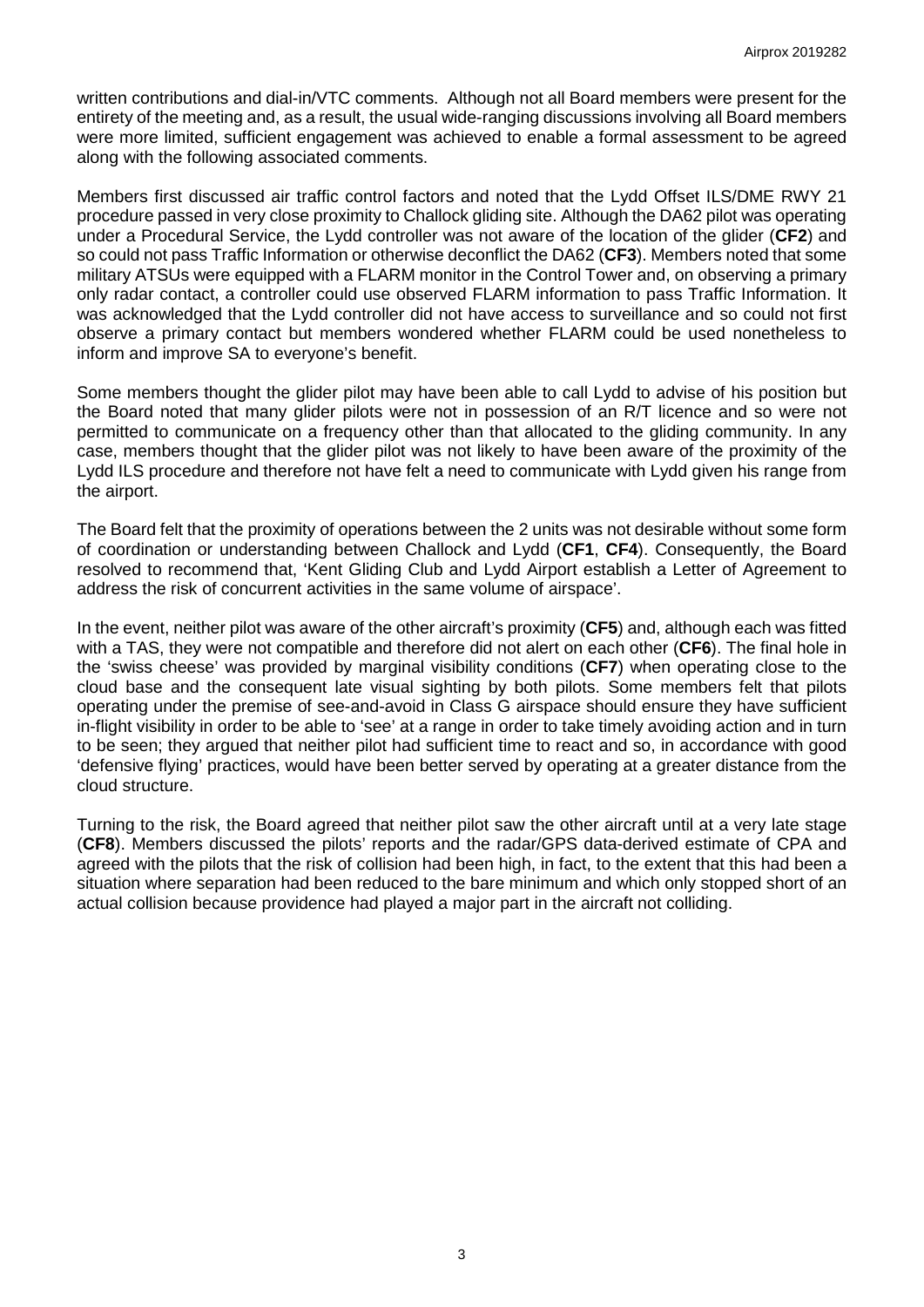written contributions and dial-in/VTC comments. Although not all Board members were present for the entirety of the meeting and, as a result, the usual wide-ranging discussions involving all Board members were more limited, sufficient engagement was achieved to enable a formal assessment to be agreed along with the following associated comments.

Members first discussed air traffic control factors and noted that the Lydd Offset ILS/DME RWY 21 procedure passed in very close proximity to Challock gliding site. Although the DA62 pilot was operating under a Procedural Service, the Lydd controller was not aware of the location of the glider (**CF2**) and so could not pass Traffic Information or otherwise deconflict the DA62 (**CF3**). Members noted that some military ATSUs were equipped with a FLARM monitor in the Control Tower and, on observing a primary only radar contact, a controller could use observed FLARM information to pass Traffic Information. It was acknowledged that the Lydd controller did not have access to surveillance and so could not first observe a primary contact but members wondered whether FLARM could be used nonetheless to inform and improve SA to everyone's benefit.

Some members thought the glider pilot may have been able to call Lydd to advise of his position but the Board noted that many glider pilots were not in possession of an R/T licence and so were not permitted to communicate on a frequency other than that allocated to the gliding community. In any case, members thought that the glider pilot was not likely to have been aware of the proximity of the Lydd ILS procedure and therefore not have felt a need to communicate with Lydd given his range from the airport.

The Board felt that the proximity of operations between the 2 units was not desirable without some form of coordination or understanding between Challock and Lydd (**CF1**, **CF4**). Consequently, the Board resolved to recommend that, 'Kent Gliding Club and Lydd Airport establish a Letter of Agreement to address the risk of concurrent activities in the same volume of airspace'.

In the event, neither pilot was aware of the other aircraft's proximity (**CF5**) and, although each was fitted with a TAS, they were not compatible and therefore did not alert on each other (**CF6**). The final hole in the 'swiss cheese' was provided by marginal visibility conditions (**CF7**) when operating close to the cloud base and the consequent late visual sighting by both pilots. Some members felt that pilots operating under the premise of see-and-avoid in Class G airspace should ensure they have sufficient in-flight visibility in order to be able to 'see' at a range in order to take timely avoiding action and in turn to be seen; they argued that neither pilot had sufficient time to react and so, in accordance with good 'defensive flying' practices, would have been better served by operating at a greater distance from the cloud structure.

Turning to the risk, the Board agreed that neither pilot saw the other aircraft until at a very late stage (**CF8**). Members discussed the pilots' reports and the radar/GPS data-derived estimate of CPA and agreed with the pilots that the risk of collision had been high, in fact, to the extent that this had been a situation where separation had been reduced to the bare minimum and which only stopped short of an actual collision because providence had played a major part in the aircraft not colliding.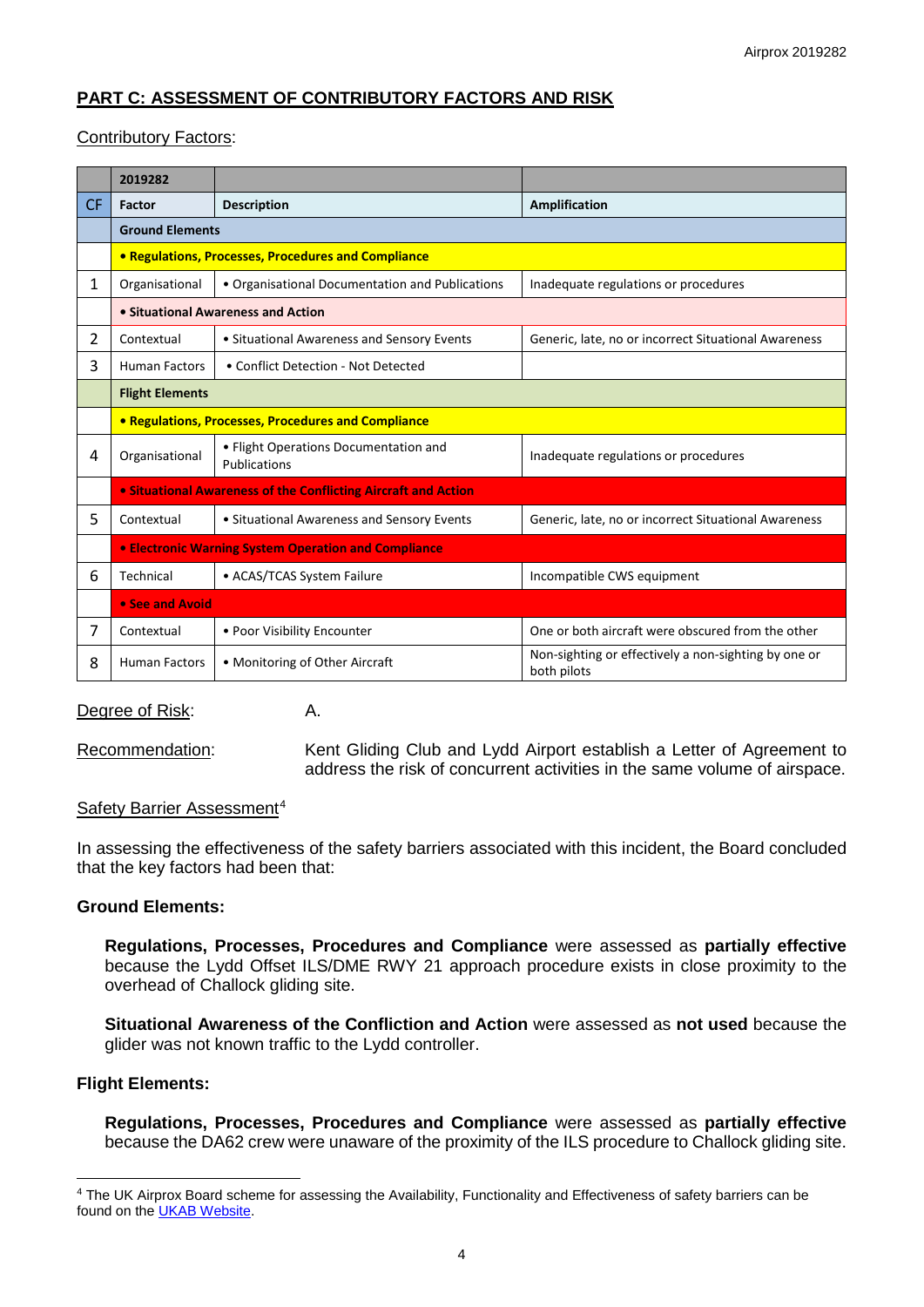## PART C: ASSESSMENT OF CONTRIBUTORY FACTORS AND RISK

Contributory Factors:

| | 2019282 | | |
|---|---|---|---|
| CF | Factor | Description | Amplification |
| | **Ground Elements** | | |
| | **• Regulations, Processes, Procedures and Compliance** | | |
| 1 | Organisational | • Organisational Documentation and Publications | Inadequate regulations or procedures |
| | **• Situational Awareness and Action** | | |
| 2 | Contextual | • Situational Awareness and Sensory Events | Generic, late, no or incorrect Situational Awareness |
| 3 | Human Factors | • Conflict Detection - Not Detected | |
| | **Flight Elements** | | |
| | **• Regulations, Processes, Procedures and Compliance** | | |
| 4 | Organisational | • Flight Operations Documentation and Publications | Inadequate regulations or procedures |
| | **• Situational Awareness of the Conflicting Aircraft and Action** | | |
| 5 | Contextual | • Situational Awareness and Sensory Events | Generic, late, no or incorrect Situational Awareness |
| | **• Electronic Warning System Operation and Compliance** | | |
| 6 | Technical | • ACAS/TCAS System Failure | Incompatible CWS equipment |
| | **• See and Avoid** | | |
| 7 | Contextual | • Poor Visibility Encounter | One or both aircraft were obscured from the other |
| 8 | Human Factors | • Monitoring of Other Aircraft | Non-sighting or effectively a non-sighting by one or both pilots |

Degree of Risk: A.

Recommendation: Kent Gliding Club and Lydd Airport establish a Letter of Agreement to address the risk of concurrent activities in the same volume of airspace.

Safety Barrier Assessment[4]

In assessing the effectiveness of the safety barriers associated with this incident, the Board concluded that the key factors had been that:

**Ground Elements:**

**Regulations, Processes, Procedures and Compliance** were assessed as **partially effective** because the Lydd Offset ILS/DME RWY 21 approach procedure exists in close proximity to the overhead of Challock gliding site.

**Situational Awareness of the Confliction and Action** were assessed as **not used** because the glider was not known traffic to the Lydd controller.

**Flight Elements:**

**Regulations, Processes, Procedures and Compliance** were assessed as **partially effective** because the DA62 crew were unaware of the proximity of the ILS procedure to Challock gliding site.

[4] The UK Airprox Board scheme for assessing the Availability, Functionality and Effectiveness of safety barriers can be found on the UKAB Website.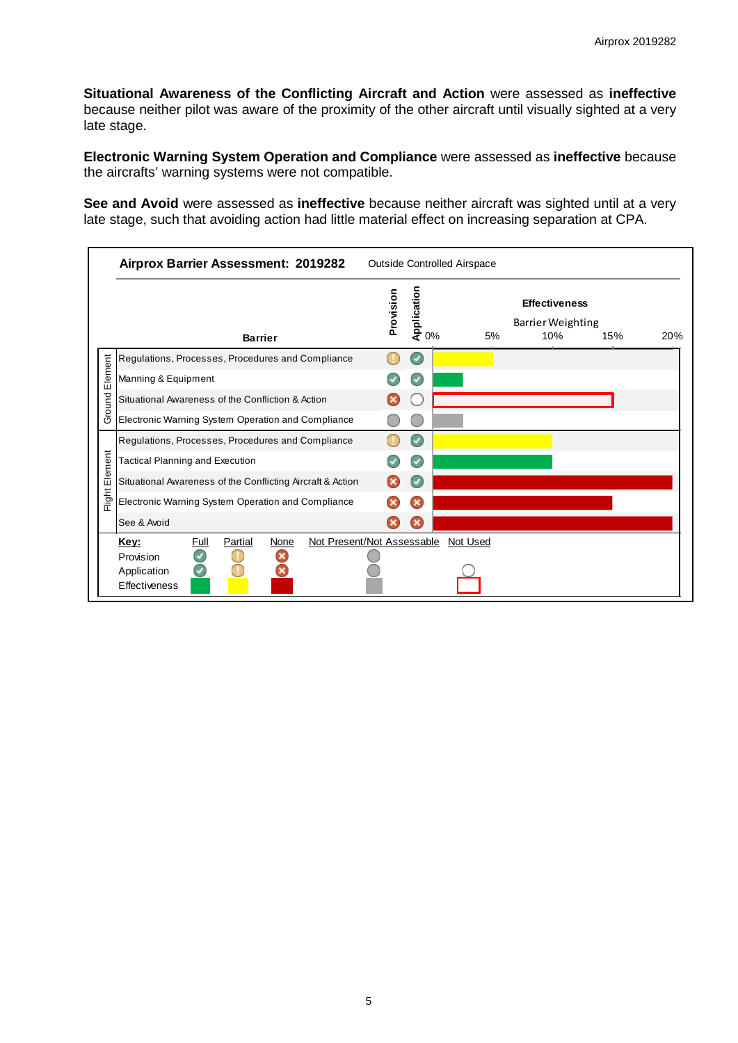**Situational Awareness of the Conflicting Aircraft and Action** were assessed as **ineffective** because neither pilot was aware of the proximity of the other aircraft until visually sighted at a very late stage.

**Electronic Warning System Operation and Compliance** were assessed as **ineffective** because the aircrafts' warning systems were not compatible.

**See and Avoid** were assessed as **ineffective** because neither aircraft was sighted until at a very late stage, such that avoiding action had little material effect on increasing separation at CPA.

**Airprox Barrier Assessment: 2019282**
Outside Controlled Airspace

Barrier
Provision
Application
Effectiveness
Barrier Weighting
0%
5%
10%
15%
20%

Ground Element
Regulations, Processes, Procedures and Compliance
Manning & Equipment
Situational Awareness of the Confliction & Action
Electronic Warning System Operation and Compliance

Flight Element
Regulations, Processes, Procedures and Compliance
Tactical Planning and Execution
Situational Awareness of the Conflicting Aircraft & Action
Electronic Warning System Operation and Compliance
See & Avoid

Key:
Full
Partial
None
Not Present/Not Assessable
Not Used
Provision
Application
Effectiveness